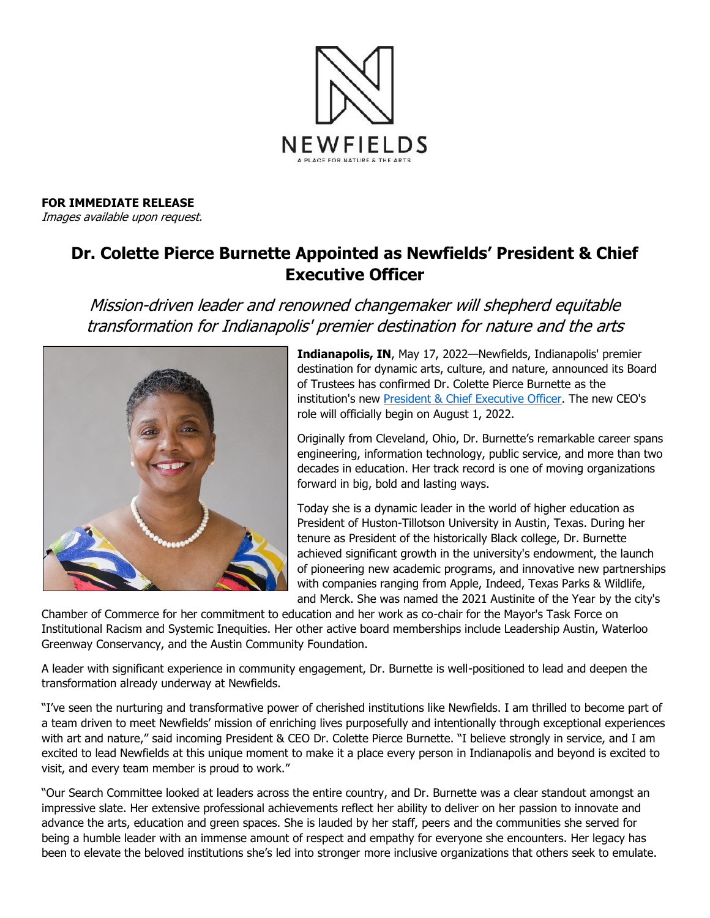**FOR IMMEDIATE RELEASE**
*Images available upon request.*

# Dr. Colette Pierce Burnette Appointed as Newfields' President & Chief Executive Officer

*Mission-driven leader and renowned changemaker will shepherd equitable transformation for Indianapolis' premier destination for nature and the arts*

**Indianapolis, IN**, May 17, 2022—Newfields, Indianapolis' premier destination for dynamic arts, culture, and nature, announced its Board of Trustees has confirmed Dr. Colette Pierce Burnette as the institution's new [President & Chief Executive Officer](). The new CEO's role will officially begin on August 1, 2022.

Originally from Cleveland, Ohio, Dr. Burnette's remarkable career spans engineering, information technology, public service, and more than two decades in education. Her track record is one of moving organizations forward in big, bold and lasting ways.

Today she is a dynamic leader in the world of higher education as President of Huston-Tillotson University in Austin, Texas. During her tenure as President of the historically Black college, Dr. Burnette achieved significant growth in the university's endowment, the launch of pioneering new academic programs, and innovative new partnerships with companies ranging from Apple, Indeed, Texas Parks & Wildlife, and Merck. She was named the 2021 Austinite of the Year by the city's Chamber of Commerce for her commitment to education and her work as co-chair for the Mayor's Task Force on Institutional Racism and Systemic Inequities. Her other active board memberships include Leadership Austin, Waterloo Greenway Conservancy, and the Austin Community Foundation.

A leader with significant experience in community engagement, Dr. Burnette is well-positioned to lead and deepen the transformation already underway at Newfields.

"I've seen the nurturing and transformative power of cherished institutions like Newfields. I am thrilled to become part of a team driven to meet Newfields' mission of enriching lives purposefully and intentionally through exceptional experiences with art and nature," said incoming President & CEO Dr. Colette Pierce Burnette. "I believe strongly in service, and I am excited to lead Newfields at this unique moment to make it a place every person in Indianapolis and beyond is excited to visit, and every team member is proud to work."

"Our Search Committee looked at leaders across the entire country, and Dr. Burnette was a clear standout amongst an impressive slate. Her extensive professional achievements reflect her ability to deliver on her passion to innovate and advance the arts, education and green spaces. She is lauded by her staff, peers and the communities she served for being a humble leader with an immense amount of respect and empathy for everyone she encounters. Her legacy has been to elevate the beloved institutions she's led into stronger more inclusive organizations that others seek to emulate.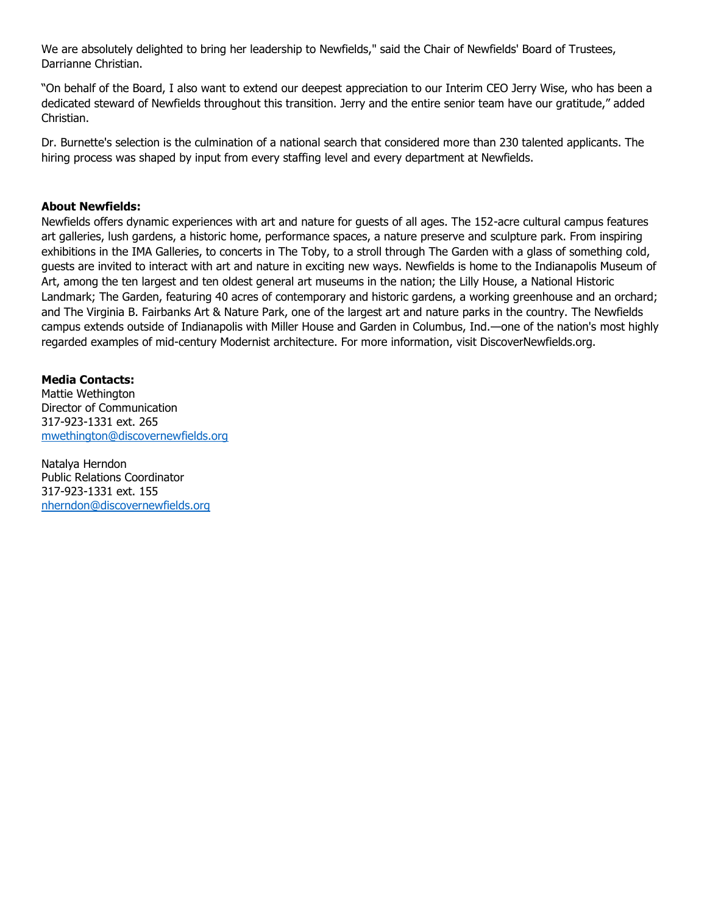We are absolutely delighted to bring her leadership to Newfields," said the Chair of Newfields' Board of Trustees, Darrianne Christian.

"On behalf of the Board, I also want to extend our deepest appreciation to our Interim CEO Jerry Wise, who has been a dedicated steward of Newfields throughout this transition. Jerry and the entire senior team have our gratitude," added Christian.

Dr. Burnette's selection is the culmination of a national search that considered more than 230 talented applicants. The hiring process was shaped by input from every staffing level and every department at Newfields.

**About Newfields:**
Newfields offers dynamic experiences with art and nature for guests of all ages. The 152-acre cultural campus features art galleries, lush gardens, a historic home, performance spaces, a nature preserve and sculpture park. From inspiring exhibitions in the IMA Galleries, to concerts in The Toby, to a stroll through The Garden with a glass of something cold, guests are invited to interact with art and nature in exciting new ways. Newfields is home to the Indianapolis Museum of Art, among the ten largest and ten oldest general art museums in the nation; the Lilly House, a National Historic Landmark; The Garden, featuring 40 acres of contemporary and historic gardens, a working greenhouse and an orchard; and The Virginia B. Fairbanks Art & Nature Park, one of the largest art and nature parks in the country. The Newfields campus extends outside of Indianapolis with Miller House and Garden in Columbus, Ind.—one of the nation's most highly regarded examples of mid-century Modernist architecture. For more information, visit DiscoverNewfields.org.

**Media Contacts:**
Mattie Wethington
Director of Communication
317-923-1331 ext. 265
mwethington@discovernewfields.org

Natalya Herndon
Public Relations Coordinator
317-923-1331 ext. 155
nherndon@discovernewfields.org